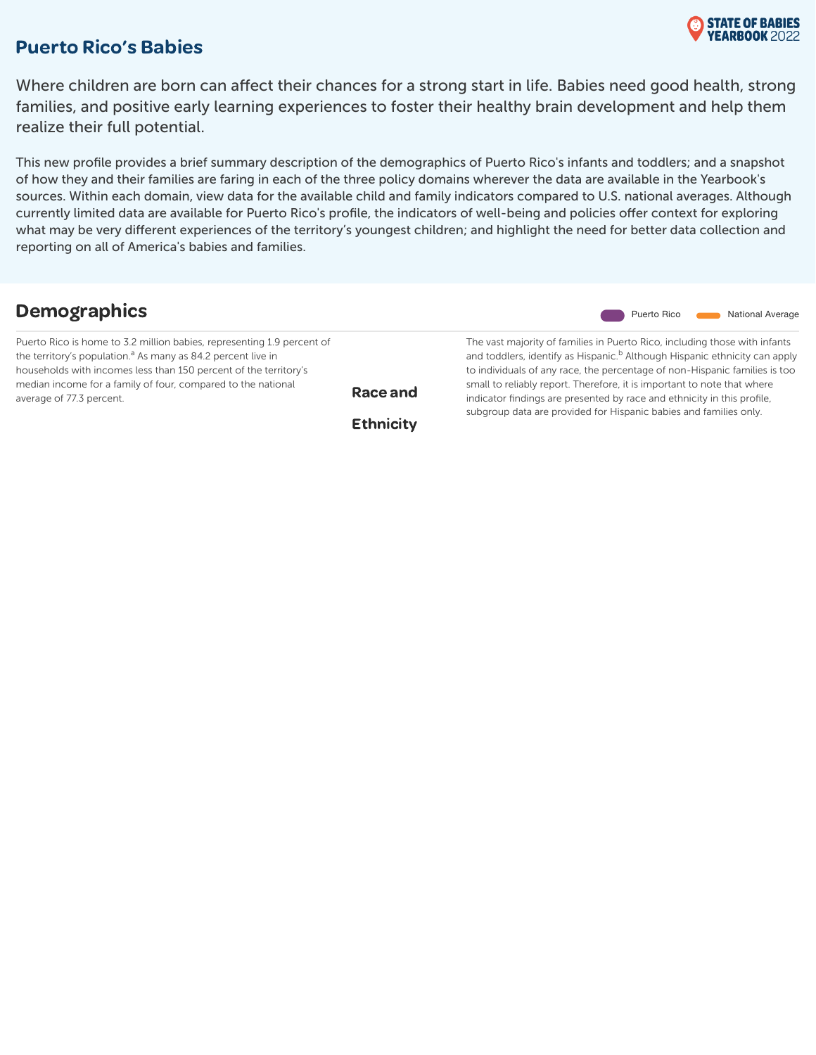# Puerto Rico's Babies

STATE OF BABIES YEARBOOK 2022

Where children are born can affect their chances for a strong start in life. Babies need good health, strong families, and positive early learning experiences to foster their healthy brain development and help them realize their full potential.

This new profile provides a brief summary description of the demographics of Puerto Rico's infants and toddlers; and a snapshot of how they and their families are faring in each of the three policy domains wherever the data are available in the Yearbook's sources. Within each domain, view data for the available child and family indicators compared to U.S. national averages. Although currently limited data are available for Puerto Rico's profile, the indicators of well-being and policies offer context for exploring what may be very different experiences of the territory's youngest children; and highlight the need for better data collection and reporting on all of America's babies and families.

## Demographics

Puerto Rico | National Average

Puerto Rico is home to 3.2 million babies, representing 1.9 percent of the territory's population.[a] As many as 84.2 percent live in households with incomes less than 150 percent of the territory's median income for a family of four, compared to the national average of 77.3 percent.

### Race and Ethnicity

The vast majority of families in Puerto Rico, including those with infants and toddlers, identify as Hispanic.[b] Although Hispanic ethnicity can apply to individuals of any race, the percentage of non-Hispanic families is too small to reliably report. Therefore, it is important to note that where indicator findings are presented by race and ethnicity in this profile, subgroup data are provided for Hispanic babies and families only.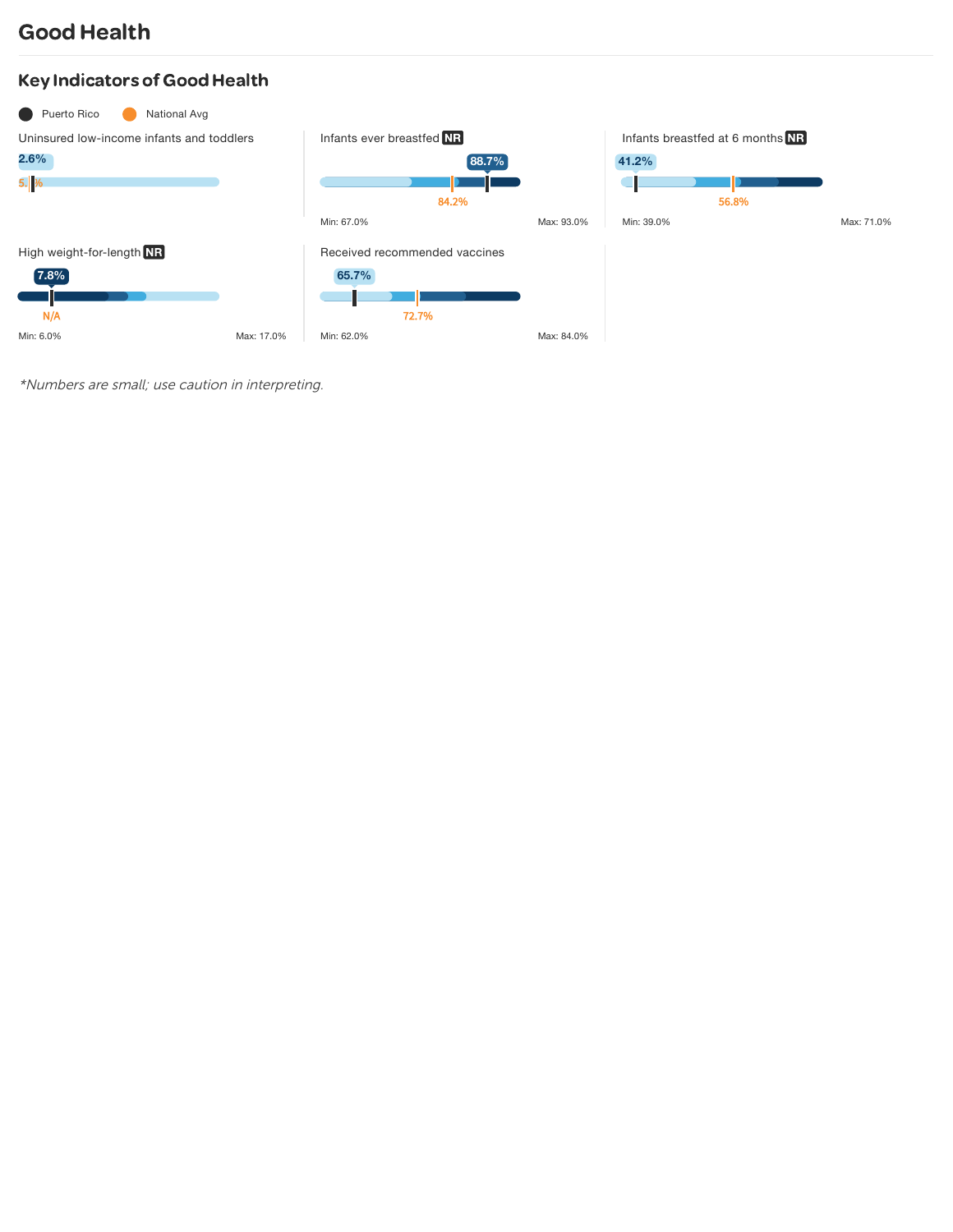# Good Health

## Key Indicators of Good Health

Puerto Rico | National Avg

| Indicator | Puerto Rico | National Avg | Min | Max |
|---|---|---|---|---|
| Uninsured low-income infants and toddlers | 2.6% | 5.1% | | |
| Infants ever breastfed NR | 88.7% | 84.2% | 67.0% | 93.0% |
| Infants breastfed at 6 months NR | 41.2% | 56.8% | 39.0% | 71.0% |
| High weight-for-length NR | 7.8% | N/A | 6.0% | 17.0% |
| Received recommended vaccines | 65.7% | 72.7% | 62.0% | 84.0% |

*\*Numbers are small; use caution in interpreting.*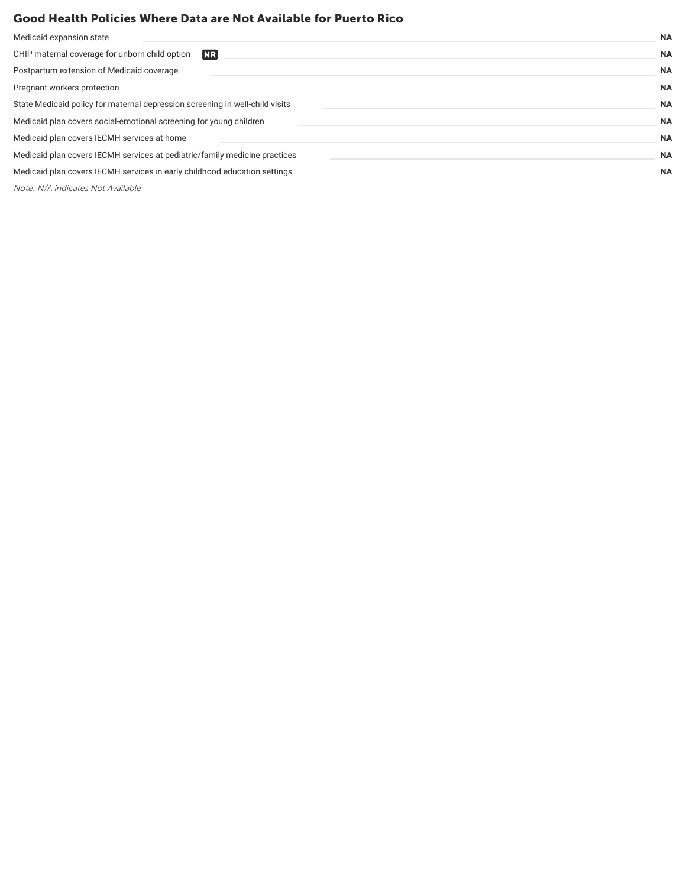## Good Health Policies Where Data are Not Available for Puerto Rico

| Policy | Status |
| --- | --- |
| Medicaid expansion state | NA |
| CHIP maternal coverage for unborn child option **NR** | NA |
| Postpartum extension of Medicaid coverage | NA |
| Pregnant workers protection | NA |
| State Medicaid policy for maternal depression screening in well-child visits | NA |
| Medicaid plan covers social-emotional screening for young children | NA |
| Medicaid plan covers IECMH services at home | NA |
| Medicaid plan covers IECMH services at pediatric/family medicine practices | NA |
| Medicaid plan covers IECMH services in early childhood education settings | NA |

*Note: N/A indicates Not Available*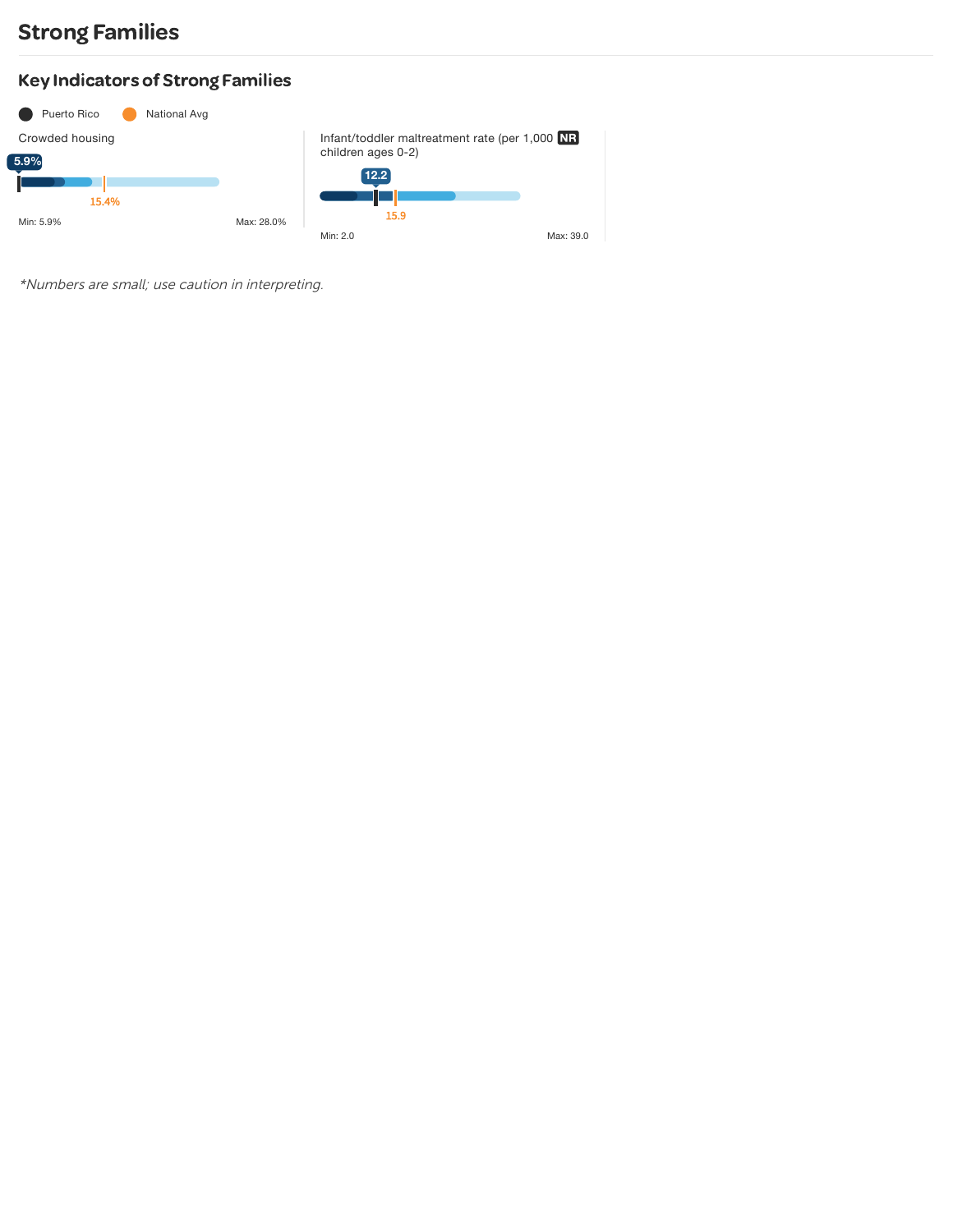# Strong Families

## Key Indicators of Strong Families

Puerto Rico | National Avg

Crowded housing

5.9%

15.4%

Min: 5.9% Max: 28.0%

Infant/toddler maltreatment rate (per 1,000 children ages 0-2) NR

12.2

15.9

Min: 2.0 Max: 39.0

*Numbers are small; use caution in interpreting.*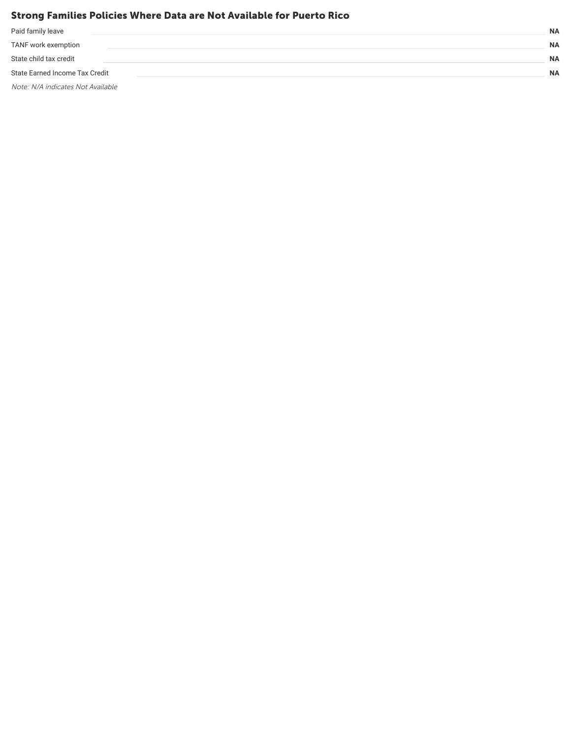## Strong Families Policies Where Data are Not Available for Puerto Rico

| Policy | Value |
|---|---|
| Paid family leave | **NA** |
| TANF work exemption | **NA** |
| State child tax credit | **NA** |
| State Earned Income Tax Credit | **NA** |

*Note: N/A indicates Not Available*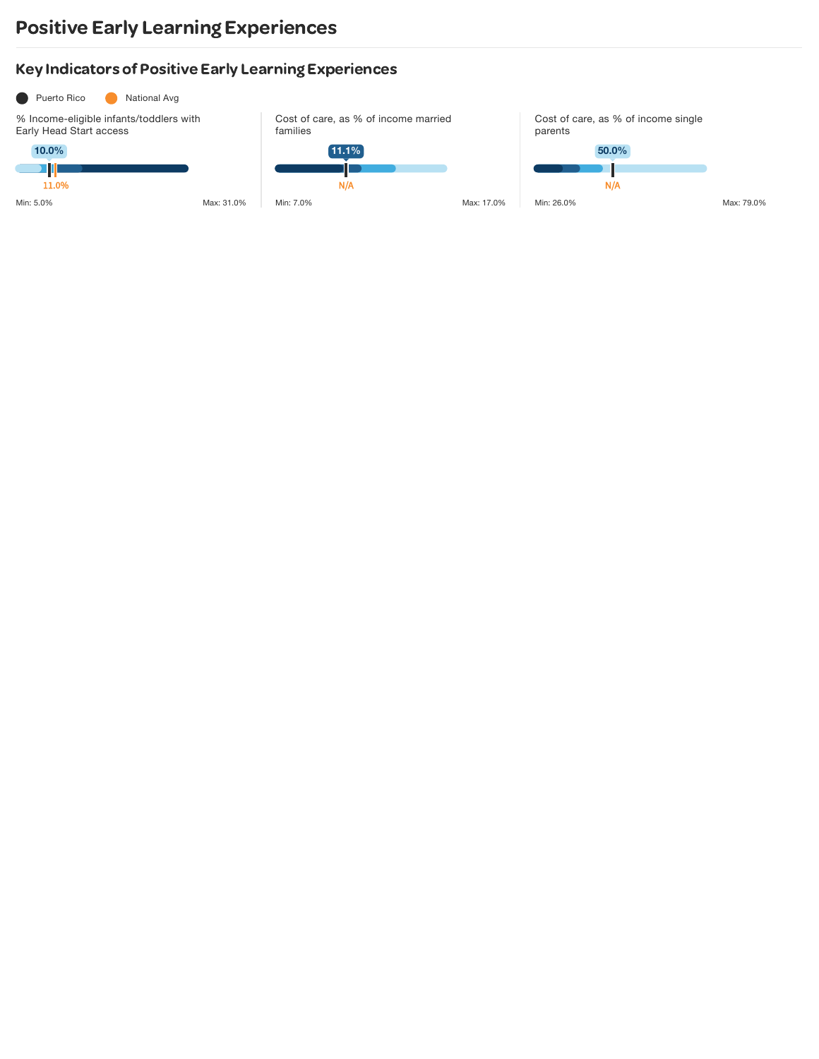# Positive Early Learning Experiences

## Key Indicators of Positive Early Learning Experiences

Puerto Rico | National Avg

% Income-eligible infants/toddlers with Early Head Start access

10.0%

11.0%

Min: 5.0% Max: 31.0%

Cost of care, as % of income married families

11.1%

N/A

Min: 7.0% Max: 17.0%

Cost of care, as % of income single parents

50.0%

N/A

Min: 26.0% Max: 79.0%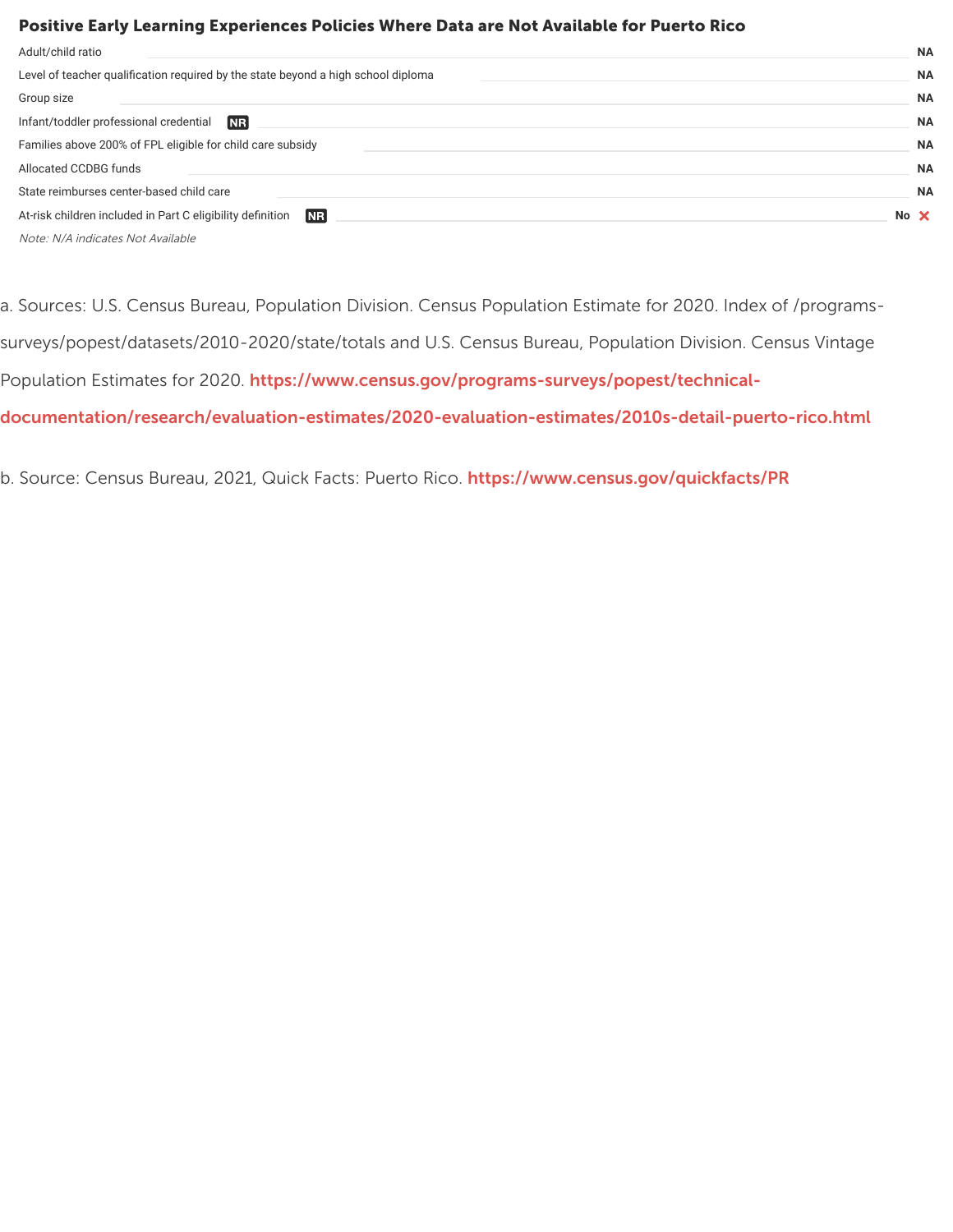### Positive Early Learning Experiences Policies Where Data are Not Available for Puerto Rico

| | |
|---|---|
| Adult/child ratio | NA |
| Level of teacher qualification required by the state beyond a high school diploma | NA |
| Group size | NA |
| Infant/toddler professional credential NR | NA |
| Families above 200% of FPL eligible for child care subsidy | NA |
| Allocated CCDBG funds | NA |
| State reimburses center-based child care | NA |
| At-risk children included in Part C eligibility definition NR | No ✕ |

*Note: N/A indicates Not Available*

a. Sources: U.S. Census Bureau, Population Division. Census Population Estimate for 2020. Index of /programs-surveys/popest/datasets/2010-2020/state/totals and U.S. Census Bureau, Population Division. Census Vintage Population Estimates for 2020. **https://www.census.gov/programs-surveys/popest/technical-documentation/research/evaluation-estimates/2020-evaluation-estimates/2010s-detail-puerto-rico.html**

b. Source: Census Bureau, 2021, Quick Facts: Puerto Rico. **https://www.census.gov/quickfacts/PR**